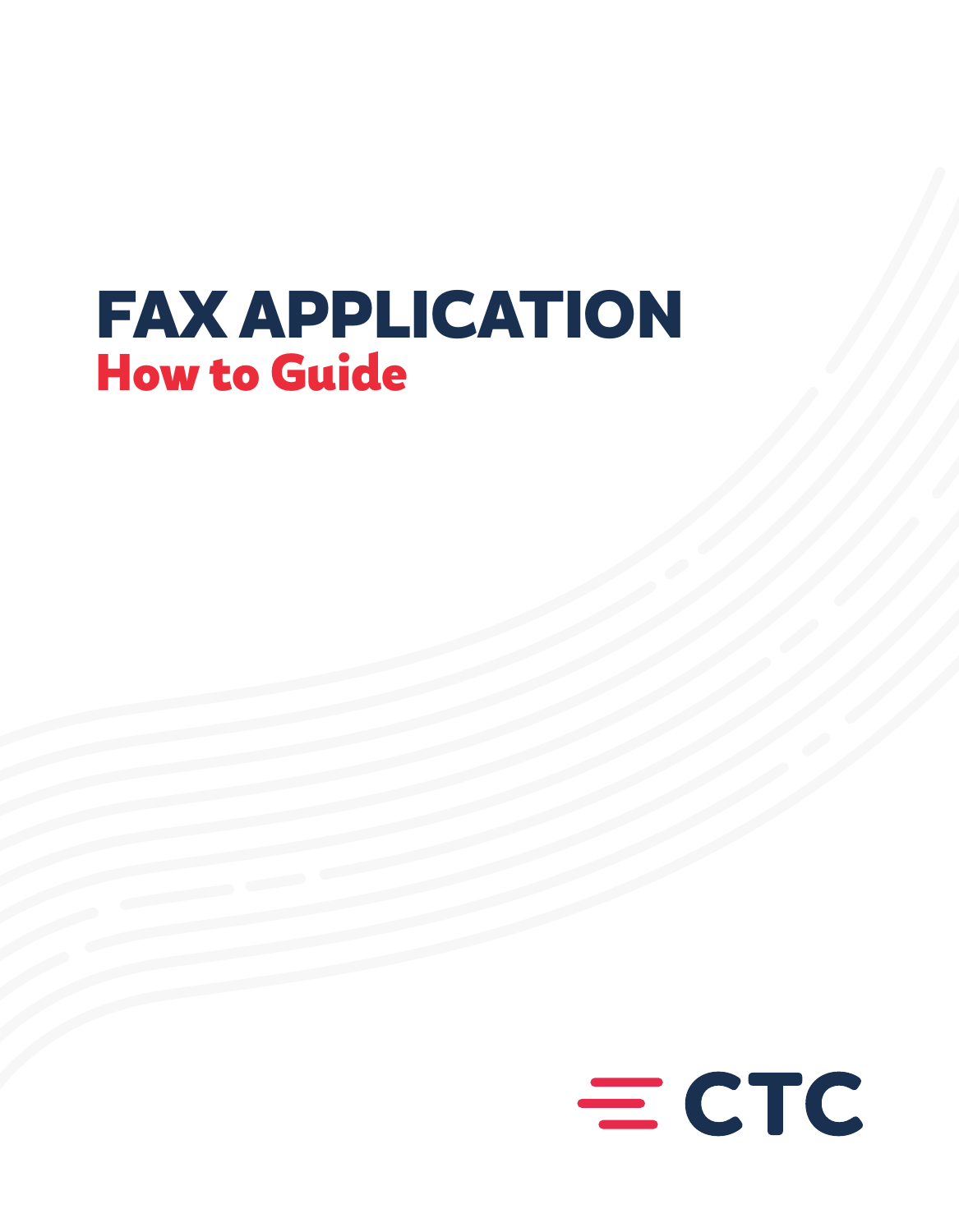# FAX APPLICATION

## How to Guide

CTC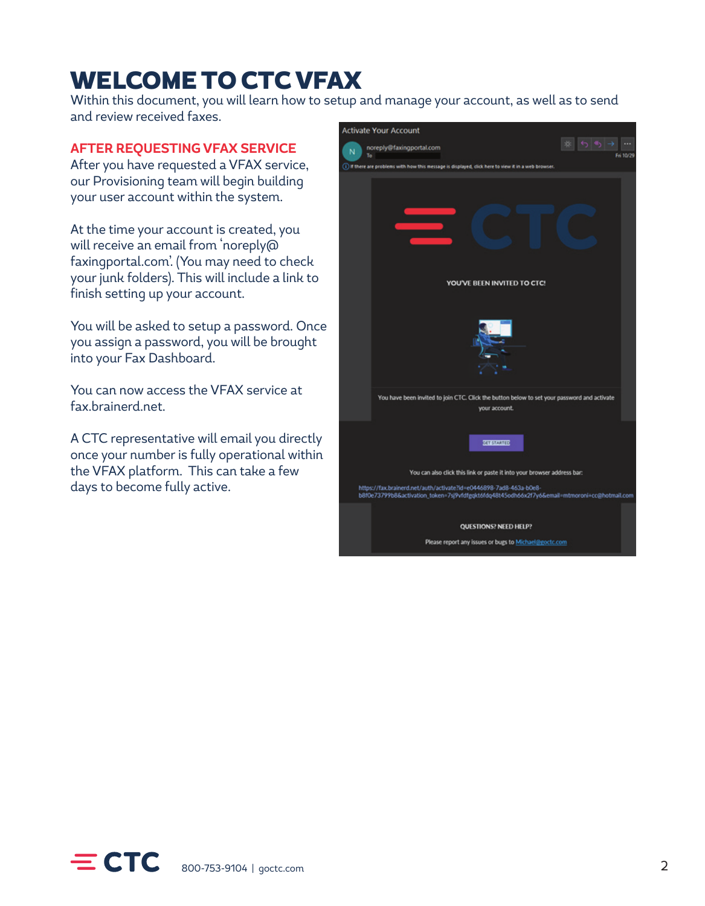# WELCOME TO CTC VFAX

Within this document, you will learn how to setup and manage your account, as well as to send and review received faxes.

## AFTER REQUESTING VFAX SERVICE

After you have requested a VFAX service, our Provisioning team will begin building your user account within the system.

At the time your account is created, you will receive an email from 'noreply@faxingportal.com'. (You may need to check your junk folders). This will include a link to finish setting up your account.

You will be asked to setup a password. Once you assign a password, you will be brought into your Fax Dashboard.

You can now access the VFAX service at fax.brainerd.net.

A CTC representative will email you directly once your number is fully operational within the VFAX platform. This can take a few days to become fully active.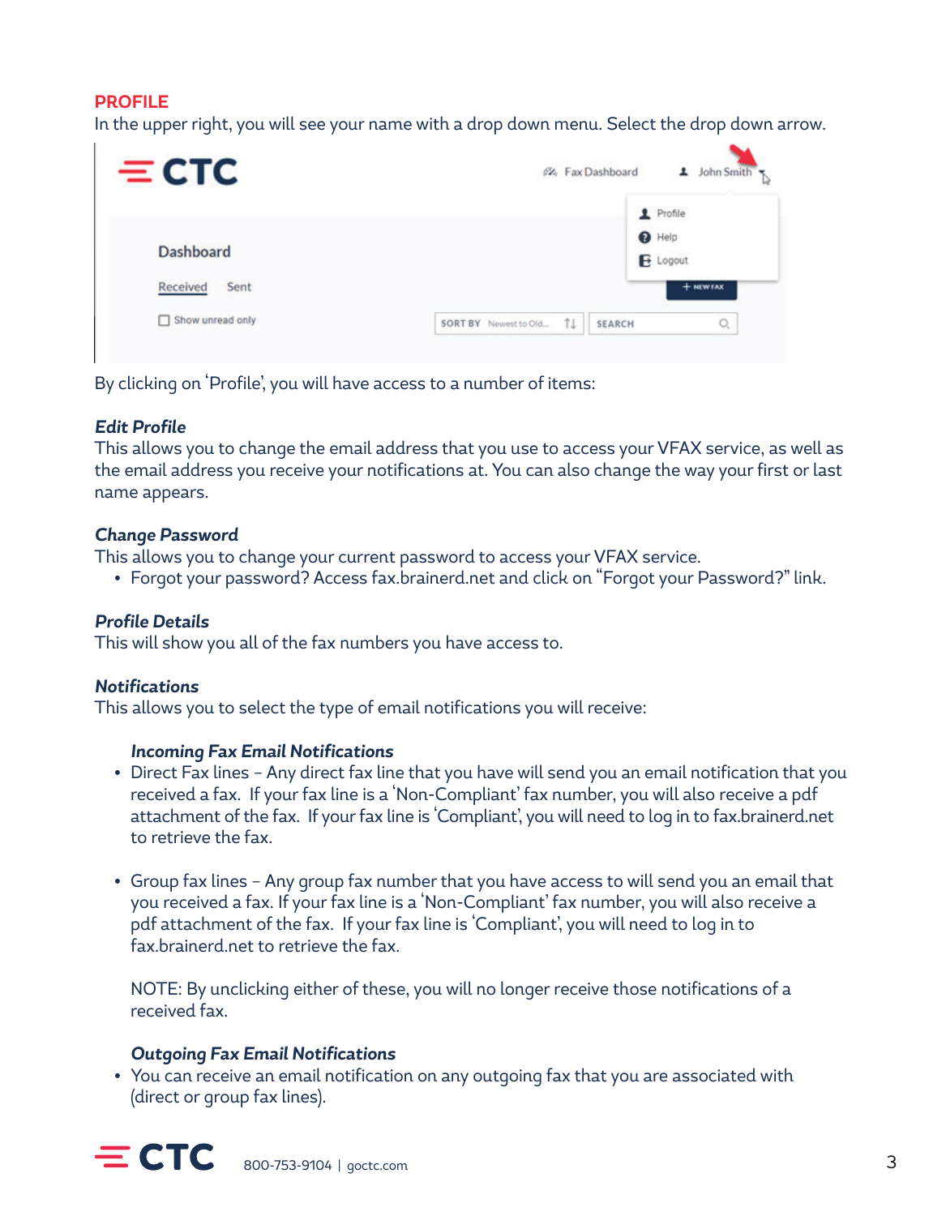## PROFILE

In the upper right, you will see your name with a drop down menu. Select the drop down arrow.

By clicking on 'Profile', you will have access to a number of items:

### *Edit Profile*

This allows you to change the email address that you use to access your VFAX service, as well as the email address you receive your notifications at. You can also change the way your first or last name appears.

### *Change Password*

This allows you to change your current password to access your VFAX service.

- Forgot your password? Access fax.brainerd.net and click on "Forgot your Password?" link.

### *Profile Details*

This will show you all of the fax numbers you have access to.

### *Notifications*

This allows you to select the type of email notifications you will receive:

#### *Incoming Fax Email Notifications*

- Direct Fax lines – Any direct fax line that you have will send you an email notification that you received a fax. If your fax line is a 'Non-Compliant' fax number, you will also receive a pdf attachment of the fax. If your fax line is 'Compliant', you will need to log in to fax.brainerd.net to retrieve the fax.
- Group fax lines – Any group fax number that you have access to will send you an email that you received a fax. If your fax line is a 'Non-Compliant' fax number, you will also receive a pdf attachment of the fax. If your fax line is 'Compliant', you will need to log in to fax.brainerd.net to retrieve the fax.

NOTE: By unclicking either of these, you will no longer receive those notifications of a received fax.

#### *Outgoing Fax Email Notifications*

- You can receive an email notification on any outgoing fax that you are associated with (direct or group fax lines).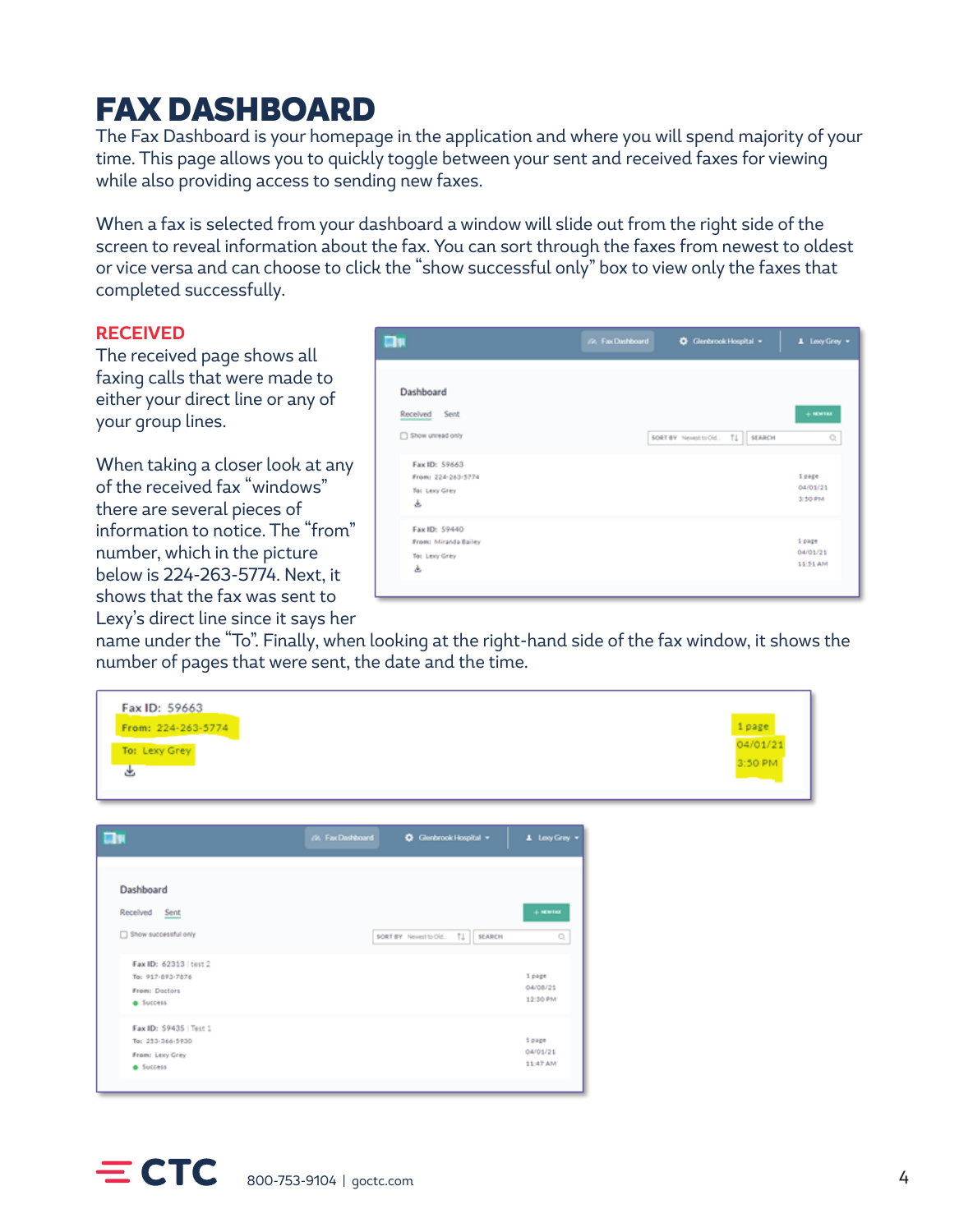# FAX DASHBOARD

The Fax Dashboard is your homepage in the application and where you will spend majority of your time. This page allows you to quickly toggle between your sent and received faxes for viewing while also providing access to sending new faxes.

When a fax is selected from your dashboard a window will slide out from the right side of the screen to reveal information about the fax. You can sort through the faxes from newest to oldest or vice versa and can choose to click the "show successful only" box to view only the faxes that completed successfully.

## RECEIVED

The received page shows all faxing calls that were made to either your direct line or any of your group lines.

When taking a closer look at any of the received fax "windows" there are several pieces of information to notice. The "from" number, which in the picture below is 224-263-5774. Next, it shows that the fax was sent to Lexy's direct line since it says her name under the "To". Finally, when looking at the right-hand side of the fax window, it shows the number of pages that were sent, the date and the time.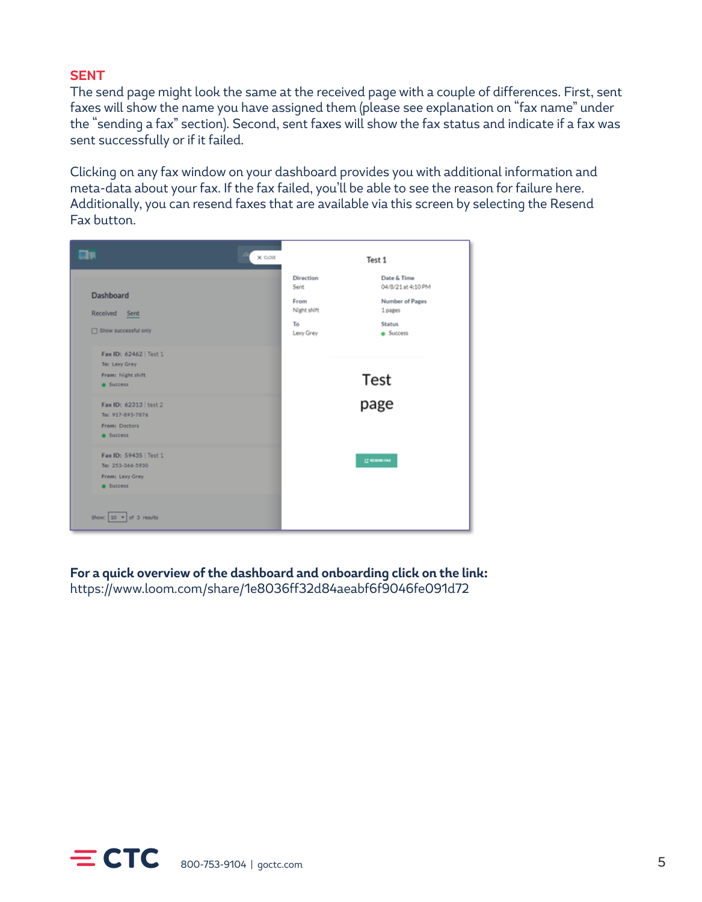## SENT

The send page might look the same at the received page with a couple of differences. First, sent faxes will show the name you have assigned them (please see explanation on "fax name" under the "sending a fax" section). Second, sent faxes will show the fax status and indicate if a fax was sent successfully or if it failed.

Clicking on any fax window on your dashboard provides you with additional information and meta-data about your fax. If the fax failed, you'll be able to see the reason for failure here. Additionally, you can resend faxes that are available via this screen by selecting the Resend Fax button.

**For a quick overview of the dashboard and onboarding click on the link:**
https://www.loom.com/share/1e8036ff32d84aeabf6f9046fe091d72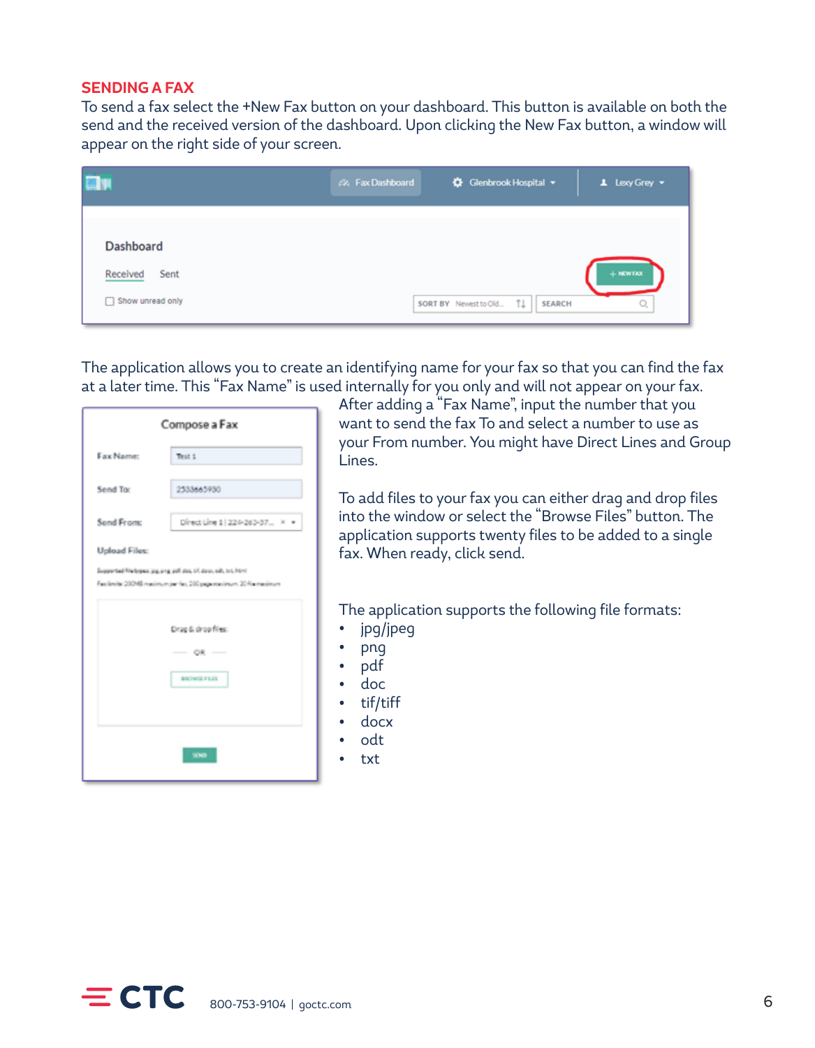## SENDING A FAX

To send a fax select the +New Fax button on your dashboard. This button is available on both the send and the received version of the dashboard. Upon clicking the New Fax button, a window will appear on the right side of your screen.

The application allows you to create an identifying name for your fax so that you can find the fax at a later time. This "Fax Name" is used internally for you only and will not appear on your fax. After adding a "Fax Name", input the number that you want to send the fax To and select a number to use as your From number. You might have Direct Lines and Group Lines.

To add files to your fax you can either drag and drop files into the window or select the "Browse Files" button. The application supports twenty files to be added to a single fax. When ready, click send.

The application supports the following file formats:

- jpg/jpeg
- png
- pdf
- doc
- tif/tiff
- docx
- odt
- txt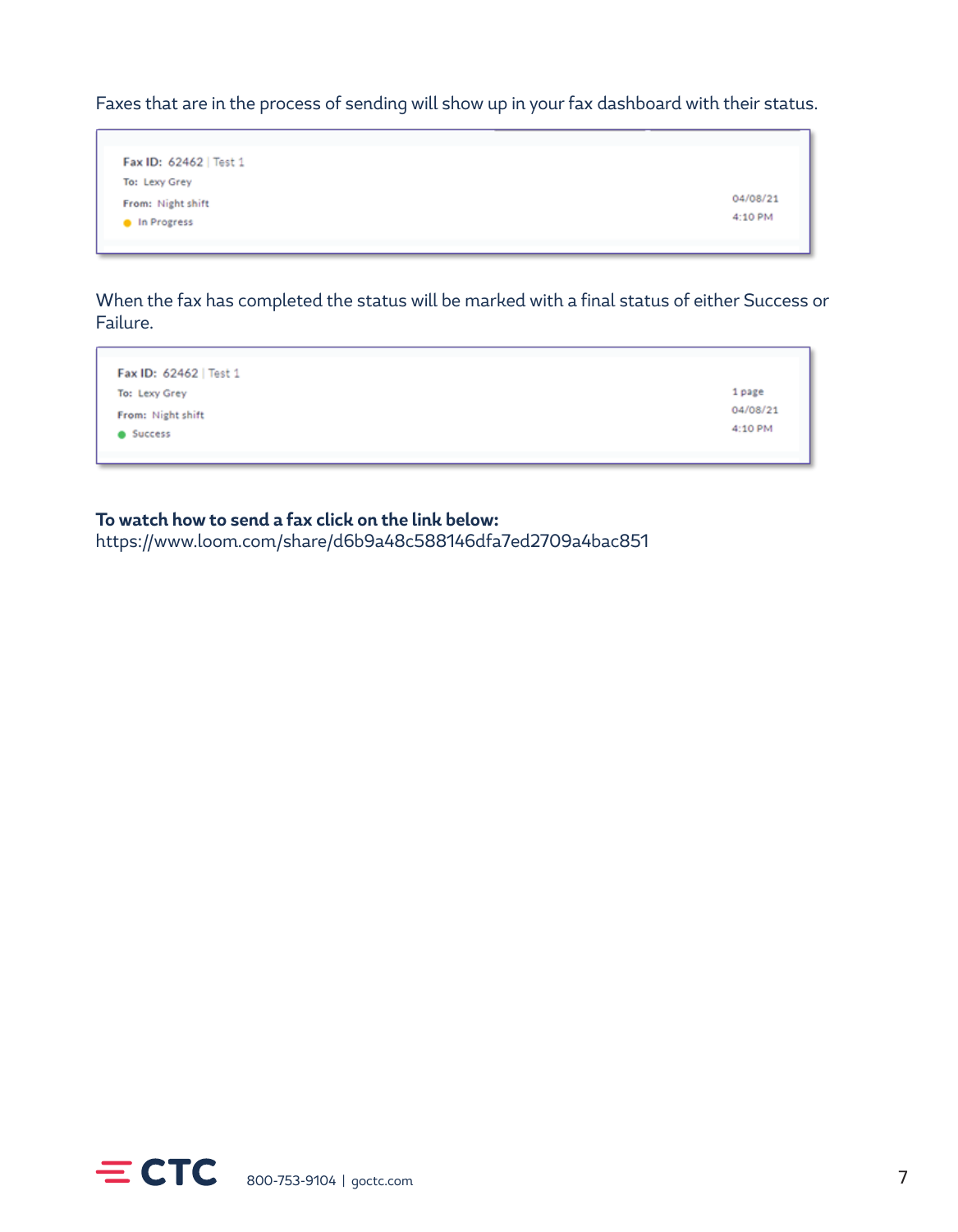Faxes that are in the process of sending will show up in your fax dashboard with their status.

Fax ID: 62462 | Test 1
To: Lexy Grey
From: Night shift
In Progress
04/08/21
4:10 PM

When the fax has completed the status will be marked with a final status of either Success or Failure.

Fax ID: 62462 | Test 1
To: Lexy Grey
From: Night shift
Success
1 page
04/08/21
4:10 PM

**To watch how to send a fax click on the link below:**
https://www.loom.com/share/d6b9a48c588146dfa7ed2709a4bac851